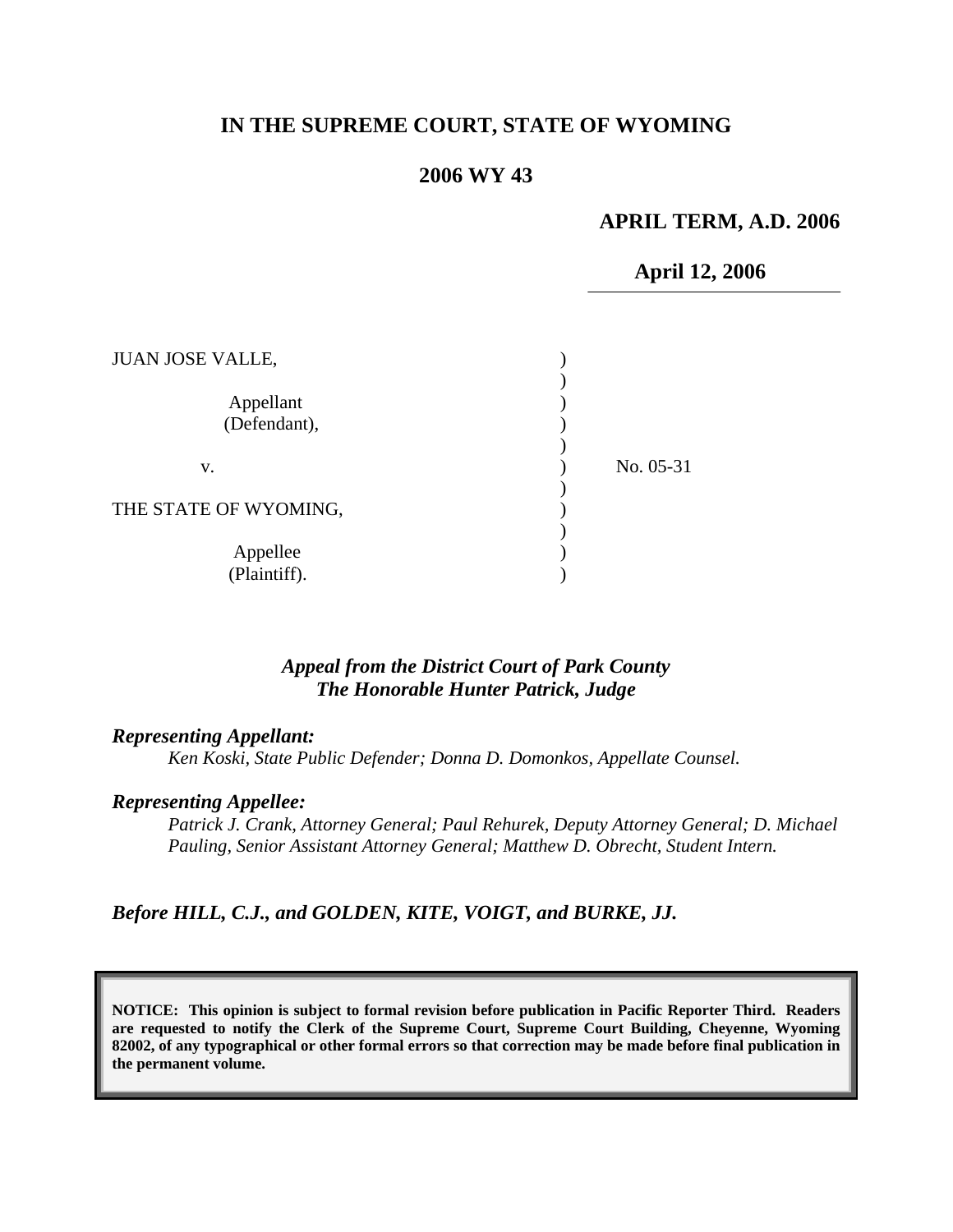# IN THE SUPREME COURT, STATE OF WYOMING

## 2006 WY 43

**APRIL TERM, A.D. 2006**

**April 12, 2006**

JUAN JOSE VALLE,

Appellant (Defendant),

v.

THE STATE OF WYOMING,

Appellee (Plaintiff).

No. 05-31

*Appeal from the District Court of Park County*
*The Honorable Hunter Patrick, Judge*

***Representing Appellant:***

*Ken Koski, State Public Defender; Donna D. Domonkos, Appellate Counsel.*

***Representing Appellee:***

*Patrick J. Crank, Attorney General; Paul Rehurek, Deputy Attorney General; D. Michael Pauling, Senior Assistant Attorney General; Matthew D. Obrecht, Student Intern.*

***Before HILL, C.J., and GOLDEN, KITE, VOIGT, and BURKE, JJ.***

**NOTICE: This opinion is subject to formal revision before publication in Pacific Reporter Third. Readers are requested to notify the Clerk of the Supreme Court, Supreme Court Building, Cheyenne, Wyoming 82002, of any typographical or other formal errors so that correction may be made before final publication in the permanent volume.**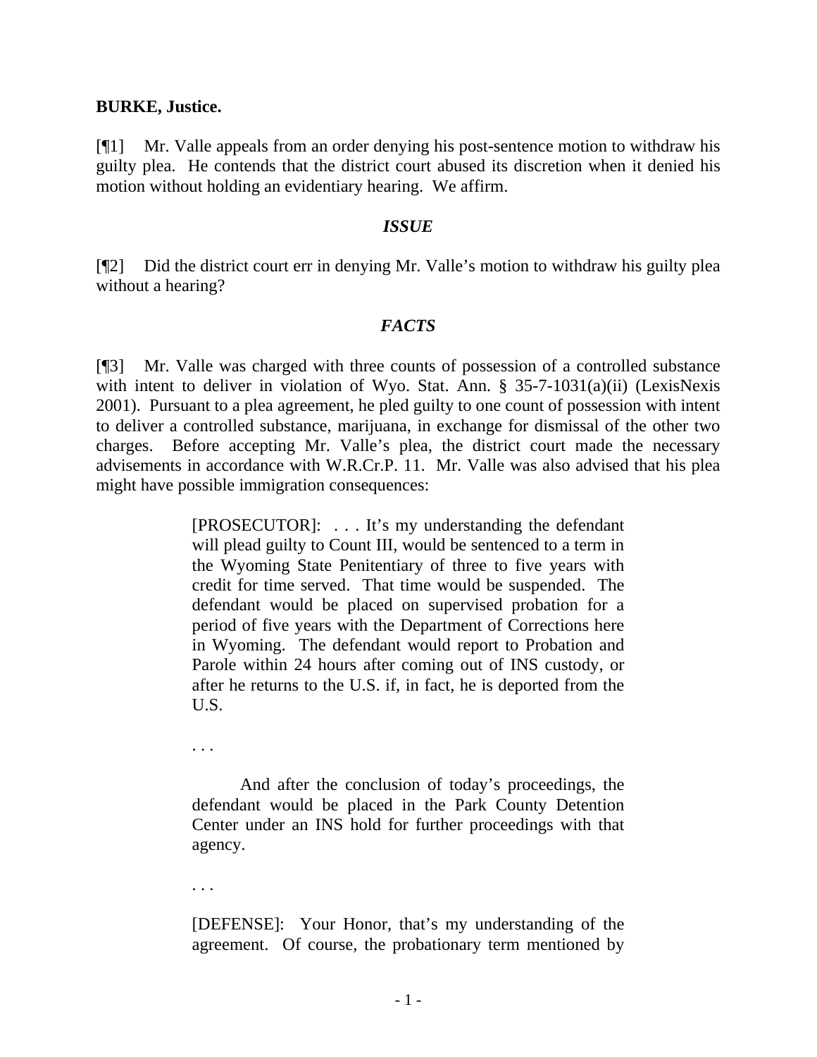**BURKE, Justice.**

[¶1] Mr. Valle appeals from an order denying his post-sentence motion to withdraw his guilty plea. He contends that the district court abused its discretion when it denied his motion without holding an evidentiary hearing. We affirm.

## *ISSUE*

[¶2] Did the district court err in denying Mr. Valle's motion to withdraw his guilty plea without a hearing?

## *FACTS*

[¶3] Mr. Valle was charged with three counts of possession of a controlled substance with intent to deliver in violation of Wyo. Stat. Ann. § 35-7-1031(a)(ii) (LexisNexis 2001). Pursuant to a plea agreement, he pled guilty to one count of possession with intent to deliver a controlled substance, marijuana, in exchange for dismissal of the other two charges. Before accepting Mr. Valle's plea, the district court made the necessary advisements in accordance with W.R.Cr.P. 11. Mr. Valle was also advised that his plea might have possible immigration consequences:

> [PROSECUTOR]: . . . It's my understanding the defendant will plead guilty to Count III, would be sentenced to a term in the Wyoming State Penitentiary of three to five years with credit for time served. That time would be suspended. The defendant would be placed on supervised probation for a period of five years with the Department of Corrections here in Wyoming. The defendant would report to Probation and Parole within 24 hours after coming out of INS custody, or after he returns to the U.S. if, in fact, he is deported from the U.S.
>
> . . .
>
> And after the conclusion of today's proceedings, the defendant would be placed in the Park County Detention Center under an INS hold for further proceedings with that agency.
>
> . . .
>
> [DEFENSE]: Your Honor, that's my understanding of the agreement. Of course, the probationary term mentioned by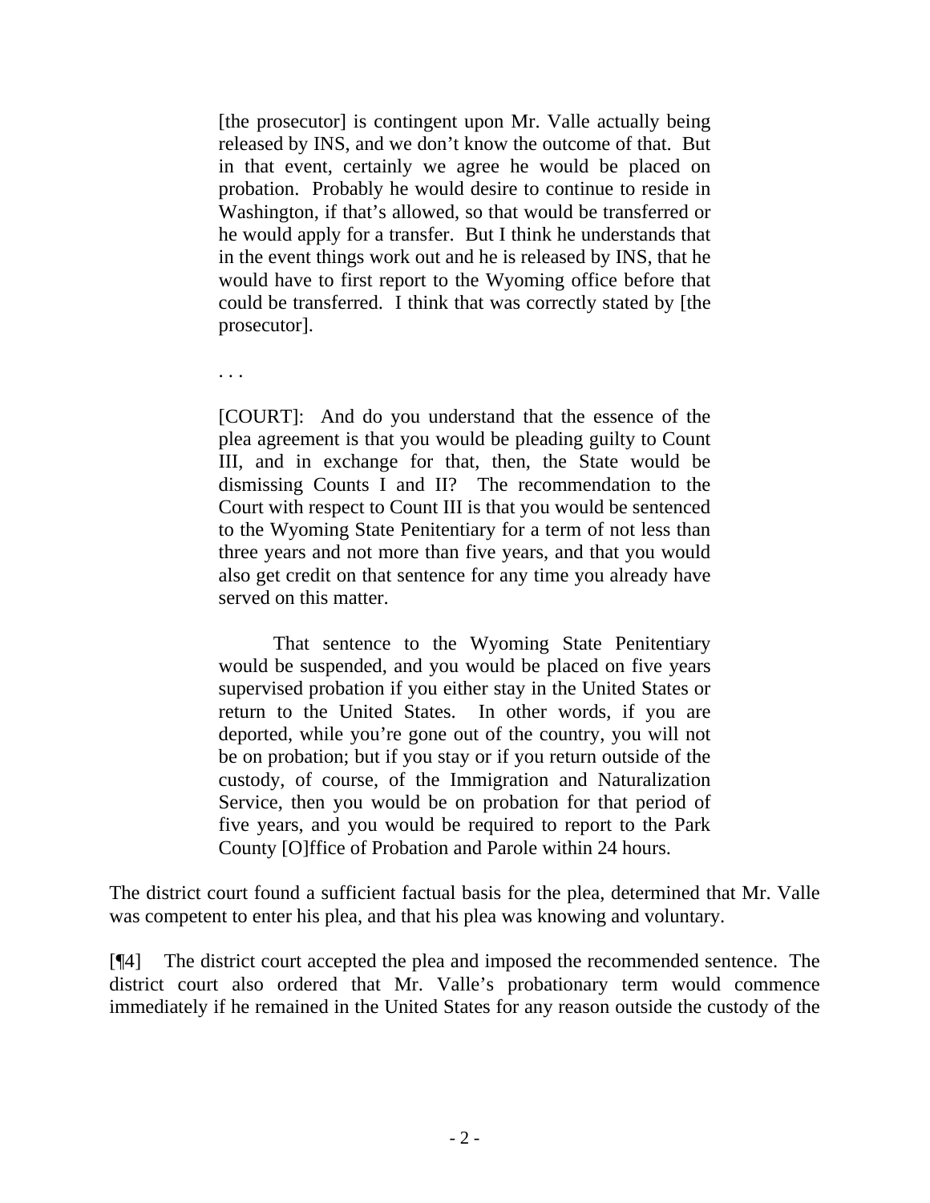> [the prosecutor] is contingent upon Mr. Valle actually being released by INS, and we don't know the outcome of that. But in that event, certainly we agree he would be placed on probation. Probably he would desire to continue to reside in Washington, if that's allowed, so that would be transferred or he would apply for a transfer. But I think he understands that in the event things work out and he is released by INS, that he would have to first report to the Wyoming office before that could be transferred. I think that was correctly stated by [the prosecutor].
>
> . . .
>
> [COURT]: And do you understand that the essence of the plea agreement is that you would be pleading guilty to Count III, and in exchange for that, then, the State would be dismissing Counts I and II? The recommendation to the Court with respect to Count III is that you would be sentenced to the Wyoming State Penitentiary for a term of not less than three years and not more than five years, and that you would also get credit on that sentence for any time you already have served on this matter.
>
> That sentence to the Wyoming State Penitentiary would be suspended, and you would be placed on five years supervised probation if you either stay in the United States or return to the United States. In other words, if you are deported, while you're gone out of the country, you will not be on probation; but if you stay or if you return outside of the custody, of course, of the Immigration and Naturalization Service, then you would be on probation for that period of five years, and you would be required to report to the Park County [O]ffice of Probation and Parole within 24 hours.

The district court found a sufficient factual basis for the plea, determined that Mr. Valle was competent to enter his plea, and that his plea was knowing and voluntary.

[¶4] The district court accepted the plea and imposed the recommended sentence. The district court also ordered that Mr. Valle's probationary term would commence immediately if he remained in the United States for any reason outside the custody of the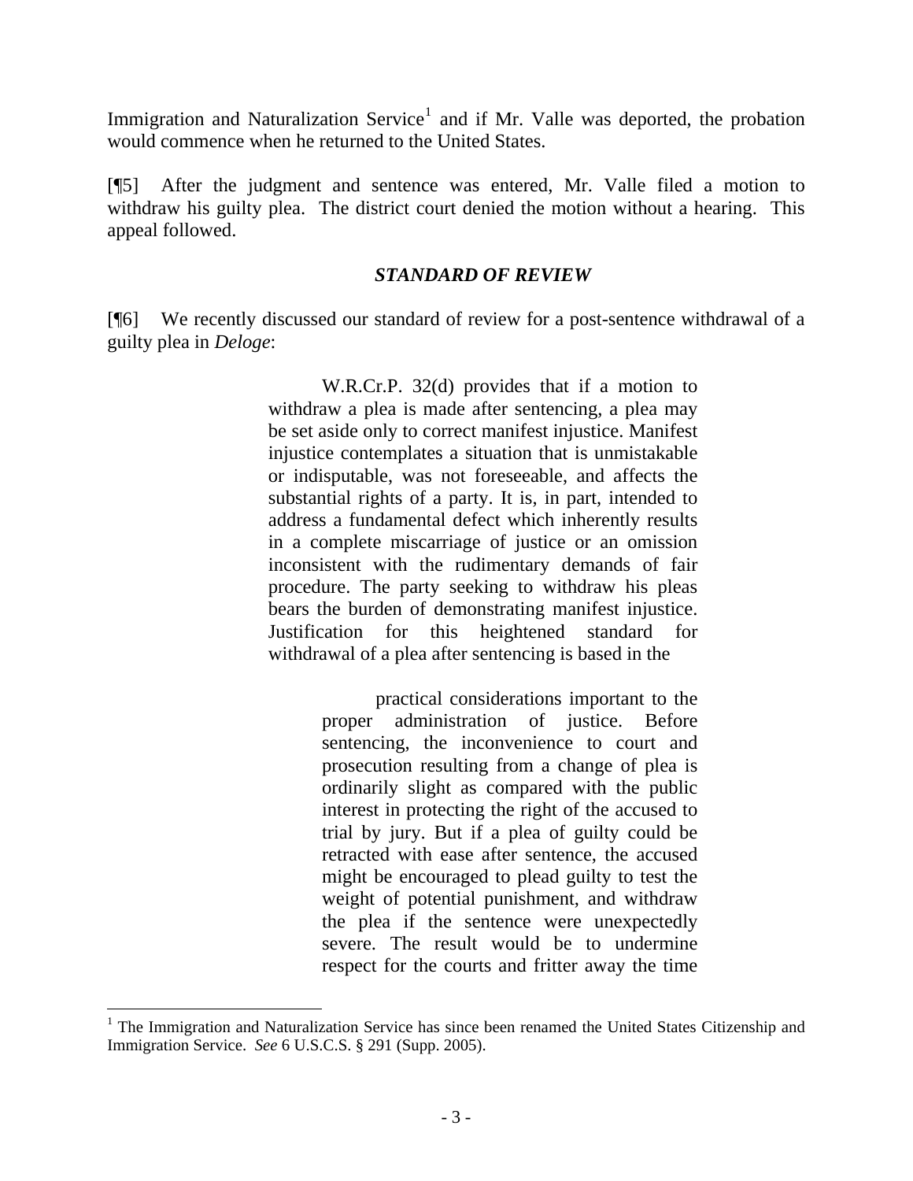Immigration and Naturalization Service[1] and if Mr. Valle was deported, the probation would commence when he returned to the United States.

[¶5] After the judgment and sentence was entered, Mr. Valle filed a motion to withdraw his guilty plea. The district court denied the motion without a hearing. This appeal followed.

### *STANDARD OF REVIEW*

[¶6] We recently discussed our standard of review for a post-sentence withdrawal of a guilty plea in *Deloge*:

> W.R.Cr.P. 32(d) provides that if a motion to withdraw a plea is made after sentencing, a plea may be set aside only to correct manifest injustice. Manifest injustice contemplates a situation that is unmistakable or indisputable, was not foreseeable, and affects the substantial rights of a party. It is, in part, intended to address a fundamental defect which inherently results in a complete miscarriage of justice or an omission inconsistent with the rudimentary demands of fair procedure. The party seeking to withdraw his pleas bears the burden of demonstrating manifest injustice. Justification for this heightened standard for withdrawal of a plea after sentencing is based in the
>
>> practical considerations important to the proper administration of justice. Before sentencing, the inconvenience to court and prosecution resulting from a change of plea is ordinarily slight as compared with the public interest in protecting the right of the accused to trial by jury. But if a plea of guilty could be retracted with ease after sentence, the accused might be encouraged to plead guilty to test the weight of potential punishment, and withdraw the plea if the sentence were unexpectedly severe. The result would be to undermine respect for the courts and fritter away the time

---

[1] The Immigration and Naturalization Service has since been renamed the United States Citizenship and Immigration Service. *See* 6 U.S.C.S. § 291 (Supp. 2005).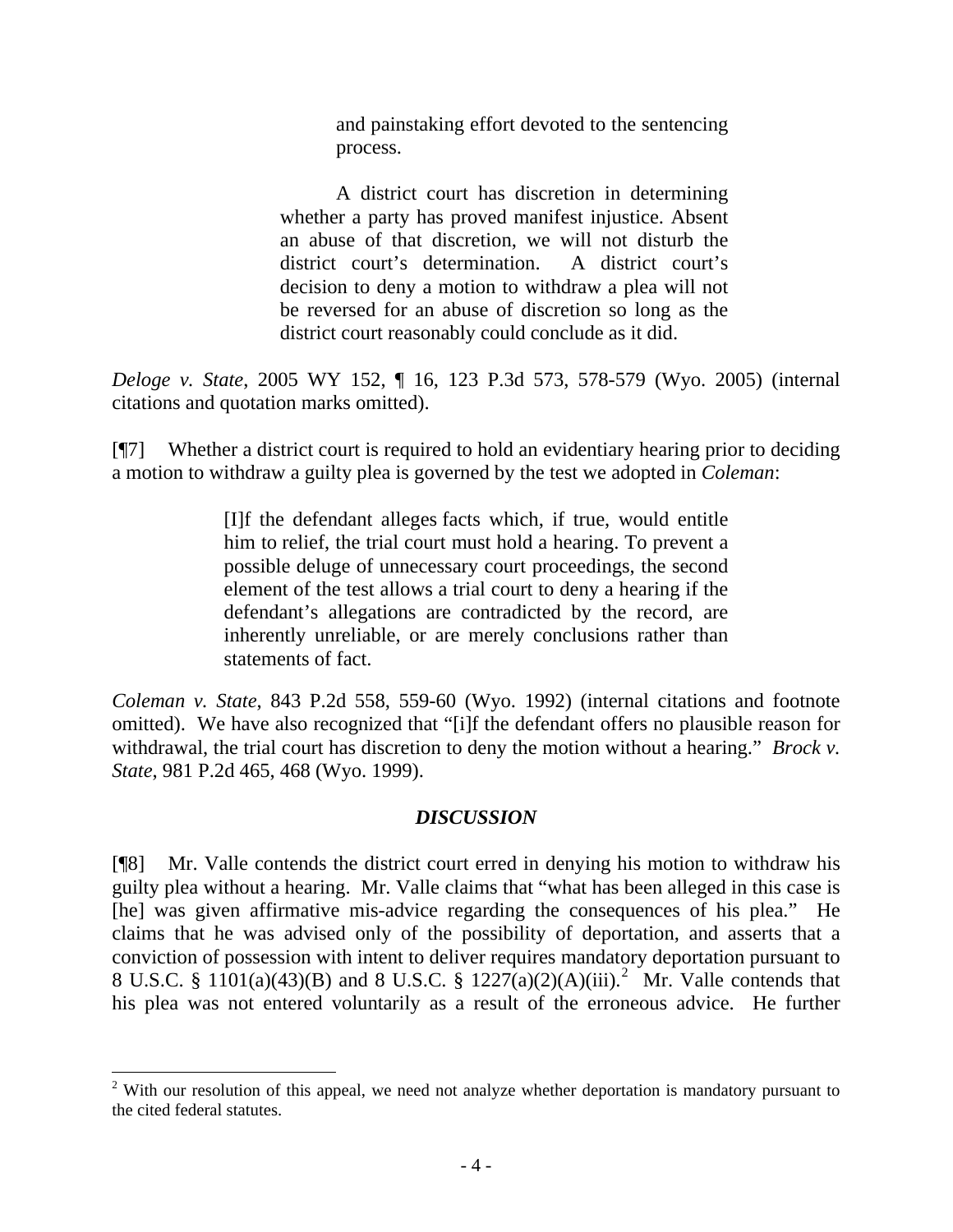> and painstaking effort devoted to the sentencing process.
>
> A district court has discretion in determining whether a party has proved manifest injustice. Absent an abuse of that discretion, we will not disturb the district court's determination. A district court's decision to deny a motion to withdraw a plea will not be reversed for an abuse of discretion so long as the district court reasonably could conclude as it did.

*Deloge v. State*, 2005 WY 152, ¶ 16, 123 P.3d 573, 578-579 (Wyo. 2005) (internal citations and quotation marks omitted).

[¶7] Whether a district court is required to hold an evidentiary hearing prior to deciding a motion to withdraw a guilty plea is governed by the test we adopted in *Coleman*:

> [I]f the defendant alleges facts which, if true, would entitle him to relief, the trial court must hold a hearing. To prevent a possible deluge of unnecessary court proceedings, the second element of the test allows a trial court to deny a hearing if the defendant's allegations are contradicted by the record, are inherently unreliable, or are merely conclusions rather than statements of fact.

*Coleman v. State*, 843 P.2d 558, 559-60 (Wyo. 1992) (internal citations and footnote omitted). We have also recognized that "[i]f the defendant offers no plausible reason for withdrawal, the trial court has discretion to deny the motion without a hearing." *Brock v. State*, 981 P.2d 465, 468 (Wyo. 1999).

## *DISCUSSION*

[¶8] Mr. Valle contends the district court erred in denying his motion to withdraw his guilty plea without a hearing. Mr. Valle claims that "what has been alleged in this case is [he] was given affirmative mis-advice regarding the consequences of his plea." He claims that he was advised only of the possibility of deportation, and asserts that a conviction of possession with intent to deliver requires mandatory deportation pursuant to 8 U.S.C. § 1101(a)(43)(B) and 8 U.S.C. § 1227(a)(2)(A)(iii).[2] Mr. Valle contends that his plea was not entered voluntarily as a result of the erroneous advice. He further

---

[2] With our resolution of this appeal, we need not analyze whether deportation is mandatory pursuant to the cited federal statutes.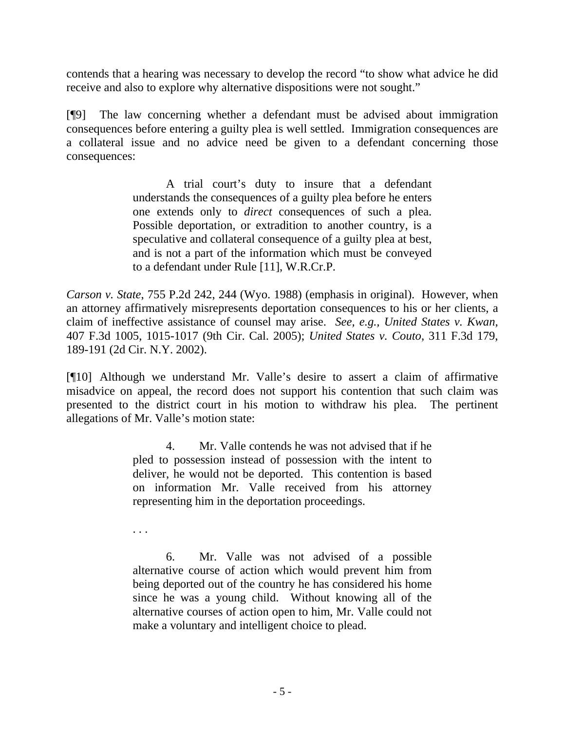contends that a hearing was necessary to develop the record "to show what advice he did receive and also to explore why alternative dispositions were not sought."

[¶9] The law concerning whether a defendant must be advised about immigration consequences before entering a guilty plea is well settled. Immigration consequences are a collateral issue and no advice need be given to a defendant concerning those consequences:

> A trial court's duty to insure that a defendant understands the consequences of a guilty plea before he enters one extends only to *direct* consequences of such a plea. Possible deportation, or extradition to another country, is a speculative and collateral consequence of a guilty plea at best, and is not a part of the information which must be conveyed to a defendant under Rule [11], W.R.Cr.P.

*Carson v. State*, 755 P.2d 242, 244 (Wyo. 1988) (emphasis in original). However, when an attorney affirmatively misrepresents deportation consequences to his or her clients, a claim of ineffective assistance of counsel may arise. *See, e.g., United States v. Kwan,* 407 F.3d 1005, 1015-1017 (9th Cir. Cal. 2005); *United States v. Couto,* 311 F.3d 179, 189-191 (2d Cir. N.Y. 2002).

[¶10] Although we understand Mr. Valle's desire to assert a claim of affirmative misadvice on appeal, the record does not support his contention that such claim was presented to the district court in his motion to withdraw his plea. The pertinent allegations of Mr. Valle's motion state:

> 4. Mr. Valle contends he was not advised that if he pled to possession instead of possession with the intent to deliver, he would not be deported. This contention is based on information Mr. Valle received from his attorney representing him in the deportation proceedings.
>
> . . .
>
> 6. Mr. Valle was not advised of a possible alternative course of action which would prevent him from being deported out of the country he has considered his home since he was a young child. Without knowing all of the alternative courses of action open to him, Mr. Valle could not make a voluntary and intelligent choice to plead.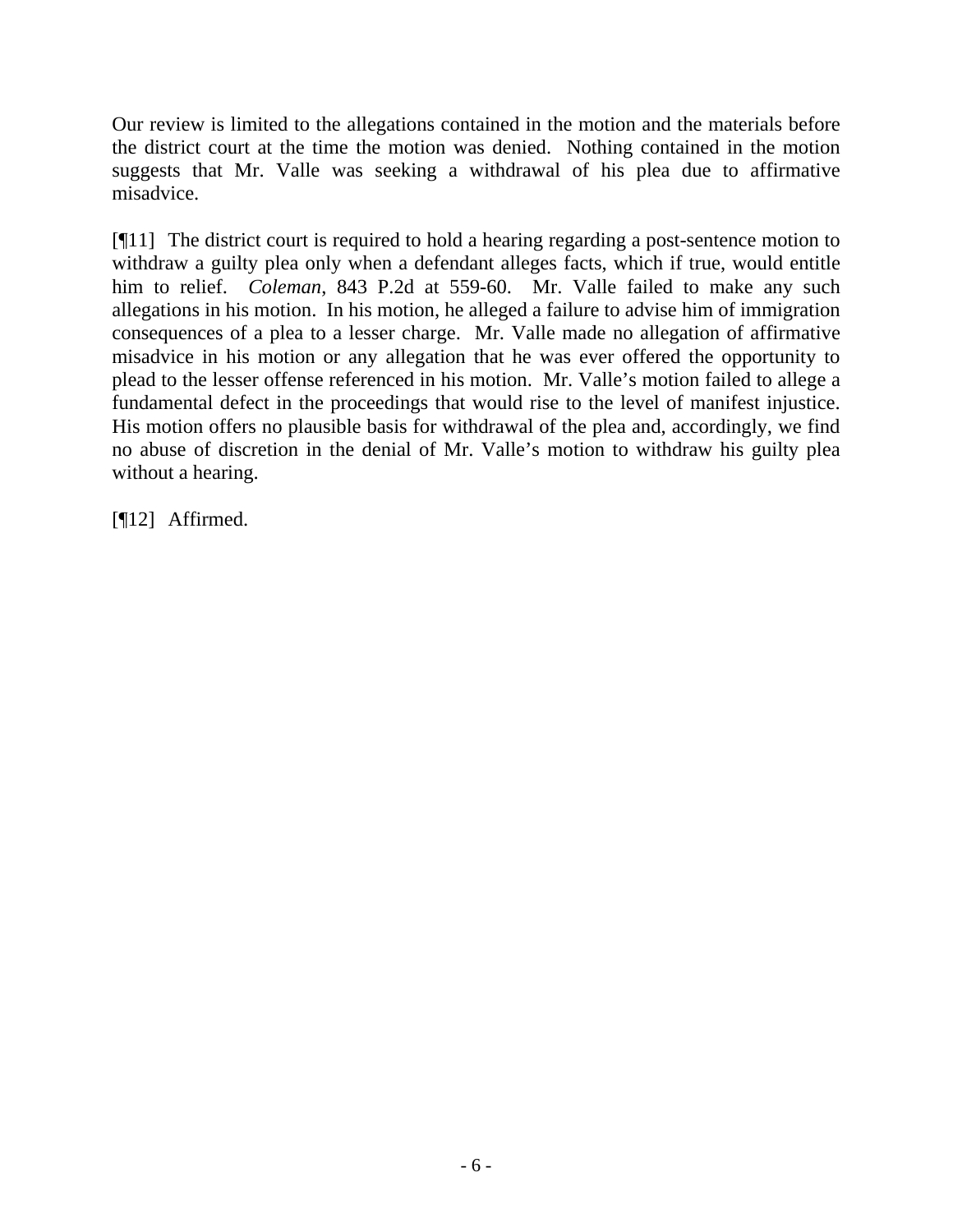Our review is limited to the allegations contained in the motion and the materials before the district court at the time the motion was denied. Nothing contained in the motion suggests that Mr. Valle was seeking a withdrawal of his plea due to affirmative misadvice.

[¶11] The district court is required to hold a hearing regarding a post-sentence motion to withdraw a guilty plea only when a defendant alleges facts, which if true, would entitle him to relief. *Coleman*, 843 P.2d at 559-60. Mr. Valle failed to make any such allegations in his motion. In his motion, he alleged a failure to advise him of immigration consequences of a plea to a lesser charge. Mr. Valle made no allegation of affirmative misadvice in his motion or any allegation that he was ever offered the opportunity to plead to the lesser offense referenced in his motion. Mr. Valle's motion failed to allege a fundamental defect in the proceedings that would rise to the level of manifest injustice. His motion offers no plausible basis for withdrawal of the plea and, accordingly, we find no abuse of discretion in the denial of Mr. Valle's motion to withdraw his guilty plea without a hearing.

[¶12] Affirmed.